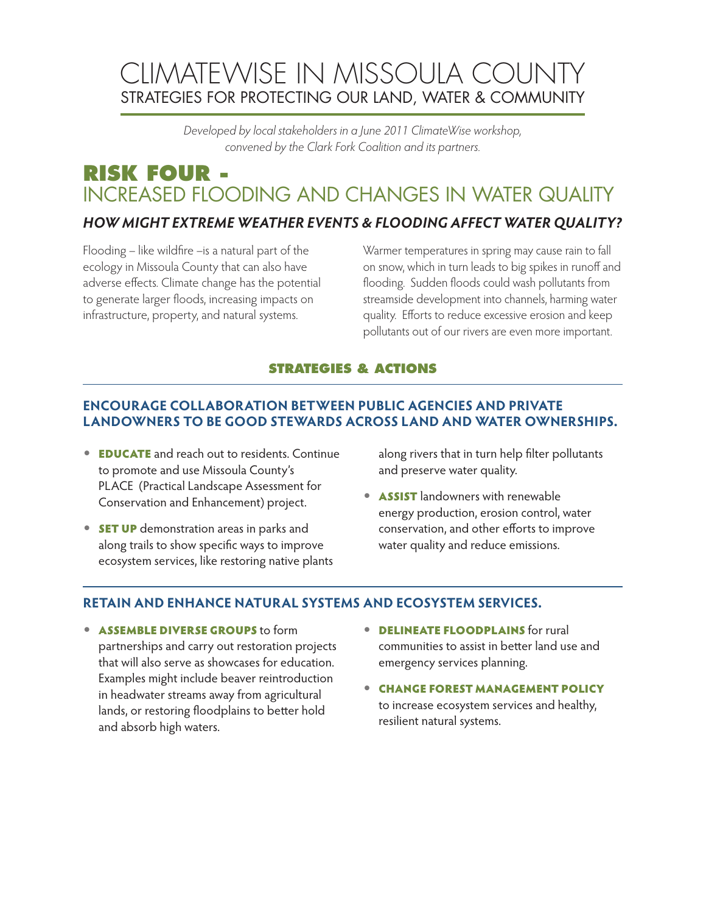# CLIMATEWISE IN MISSOULA COUNTY

## STRATEGIES FOR PROTECTING OUR LAND, WATER & COMMUNITY

*Developed by local stakeholders in a June 2011 ClimateWise workshop, convened by the Clark Fork Coalition and its partners.*

# RISK FOUR - INCREASED FLOODING AND CHANGES IN WATER QUALITY

### *HOW MIGHT EXTREME WEATHER EVENTS & FLOODING AFFECT WATER QUALITY?*

Flooding – like wildfire –is a natural part of the ecology in Missoula County that can also have adverse effects. Climate change has the potential to generate larger floods, increasing impacts on infrastructure, property, and natural systems.

Warmer temperatures in spring may cause rain to fall on snow, which in turn leads to big spikes in runoff and flooding. Sudden floods could wash pollutants from streamside development into channels, harming water quality. Efforts to reduce excessive erosion and keep pollutants out of our rivers are even more important.

## STRATEGIES & ACTIONS

### ENCOURAGE COLLABORATION BETWEEN PUBLIC AGENCIES AND PRIVATE LANDOWNERS TO BE GOOD STEWARDS ACROSS LAND AND WATER OWNERSHIPS.

- **EDUCATE** and reach out to residents. Continue to promote and use Missoula County's PLACE (Practical Landscape Assessment for Conservation and Enhancement) project.
- **SET UP** demonstration areas in parks and along trails to show specific ways to improve ecosystem services, like restoring native plants along rivers that in turn help filter pollutants and preserve water quality.
- **ASSIST** landowners with renewable energy production, erosion control, water conservation, and other efforts to improve water quality and reduce emissions.

### RETAIN AND ENHANCE NATURAL SYSTEMS AND ECOSYSTEM SERVICES.

- **ASSEMBLE DIVERSE GROUPS** to form partnerships and carry out restoration projects that will also serve as showcases for education. Examples might include beaver reintroduction in headwater streams away from agricultural lands, or restoring floodplains to better hold and absorb high waters.
- **DELINEATE FLOODPLAINS** for rural communities to assist in better land use and emergency services planning.
- **CHANGE FOREST MANAGEMENT POLICY** to increase ecosystem services and healthy, resilient natural systems.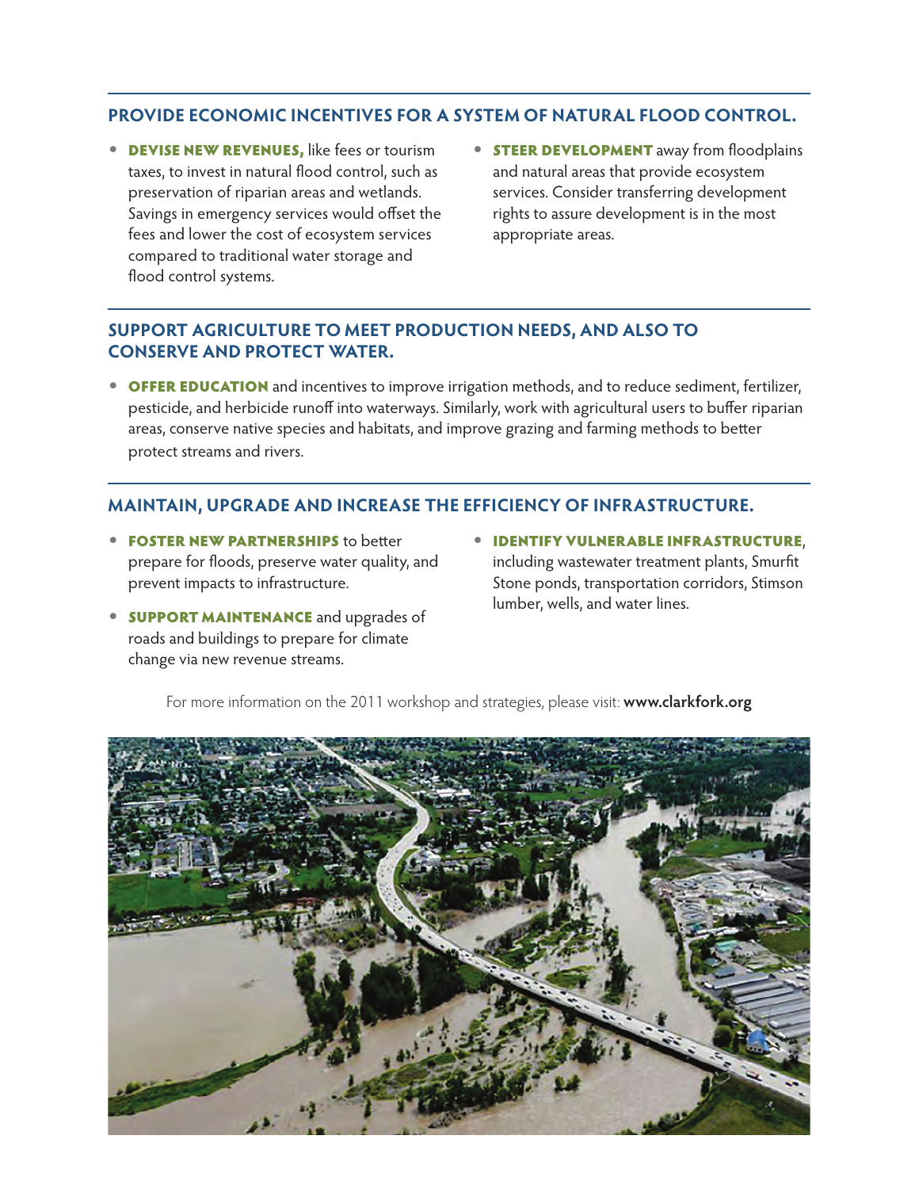## PROVIDE ECONOMIC INCENTIVES FOR A SYSTEM OF NATURAL FLOOD CONTROL.

- **DEVISE NEW REVENUES,** like fees or tourism taxes, to invest in natural flood control, such as preservation of riparian areas and wetlands. Savings in emergency services would offset the fees and lower the cost of ecosystem services compared to traditional water storage and flood control systems.
- **STEER DEVELOPMENT** away from floodplains and natural areas that provide ecosystem services. Consider transferring development rights to assure development is in the most appropriate areas.

## SUPPORT AGRICULTURE TO MEET PRODUCTION NEEDS, AND ALSO TO CONSERVE AND PROTECT WATER.

- **OFFER EDUCATION** and incentives to improve irrigation methods, and to reduce sediment, fertilizer, pesticide, and herbicide runoff into waterways. Similarly, work with agricultural users to buffer riparian areas, conserve native species and habitats, and improve grazing and farming methods to better protect streams and rivers.

## MAINTAIN, UPGRADE AND INCREASE THE EFFICIENCY OF INFRASTRUCTURE.

- **FOSTER NEW PARTNERSHIPS** to better prepare for floods, preserve water quality, and prevent impacts to infrastructure.
- **SUPPORT MAINTENANCE** and upgrades of roads and buildings to prepare for climate change via new revenue streams.
- **IDENTIFY VULNERABLE INFRASTRUCTURE**, including wastewater treatment plants, Smurfit Stone ponds, transportation corridors, Stimson lumber, wells, and water lines.

For more information on the 2011 workshop and strategies, please visit: **www.clarkfork.org**